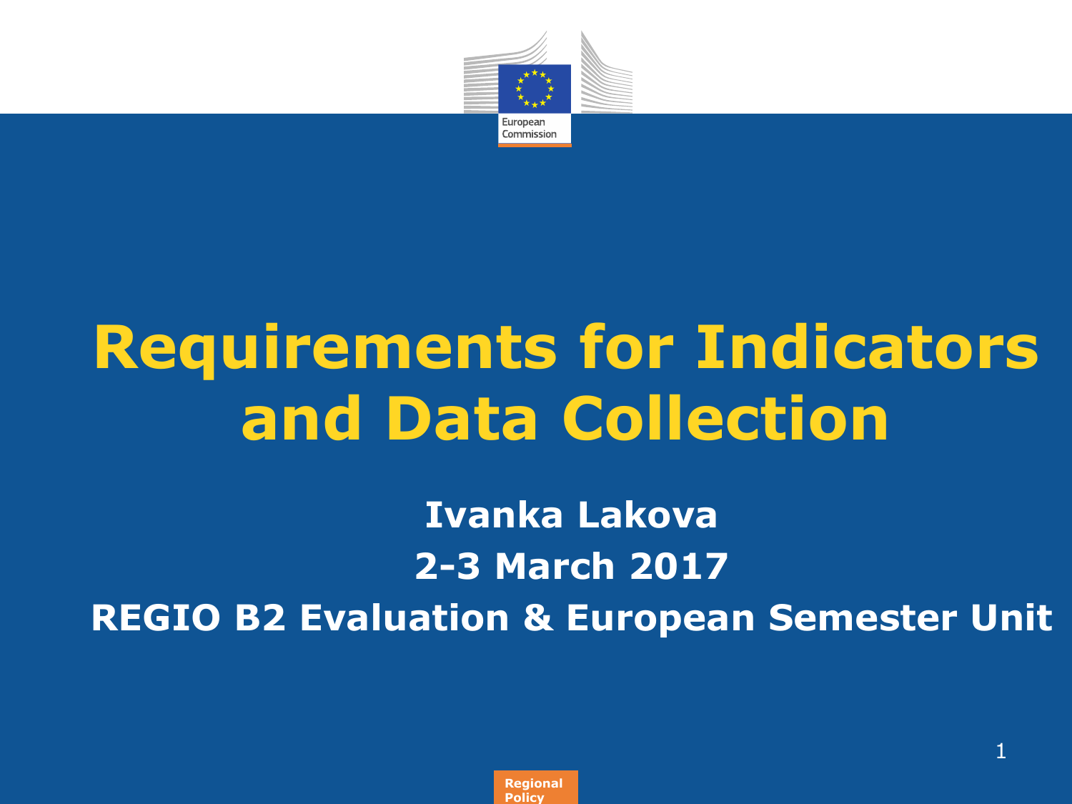# Requirements for Indicators and Data Collection

**Ivanka Lakova**

**2-3 March 2017**

**REGIO B2 Evaluation & European Semester Unit**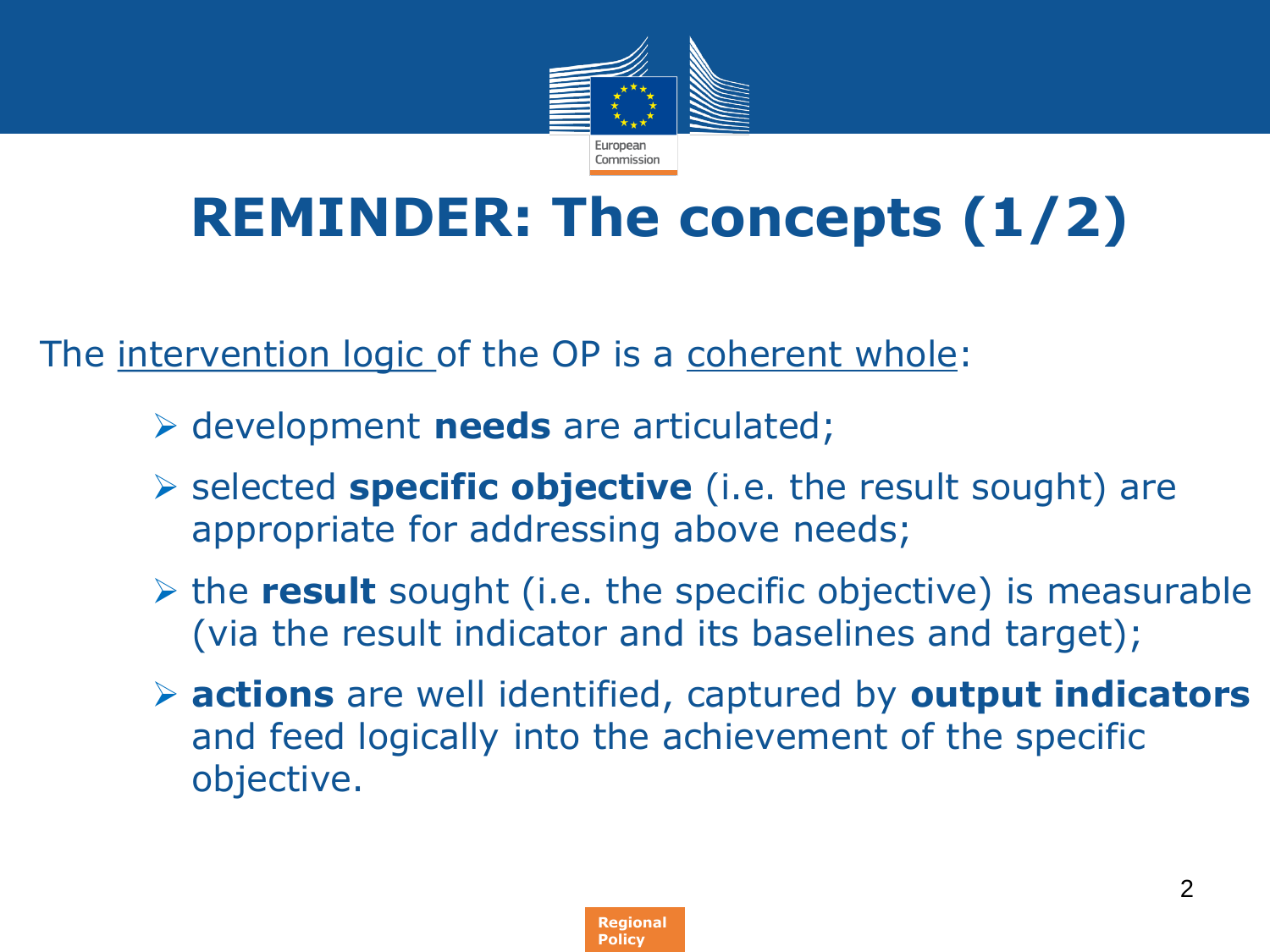# REMINDER: The concepts (1/2)

The <u>intervention logic</u> of the OP is a <u>coherent whole</u>:

- development **needs** are articulated;
- selected **specific objective** (i.e. the result sought) are appropriate for addressing above needs;
- the **result** sought (i.e. the specific objective) is measurable (via the result indicator and its baselines and target);
- **actions** are well identified, captured by **output indicators** and feed logically into the achievement of the specific objective.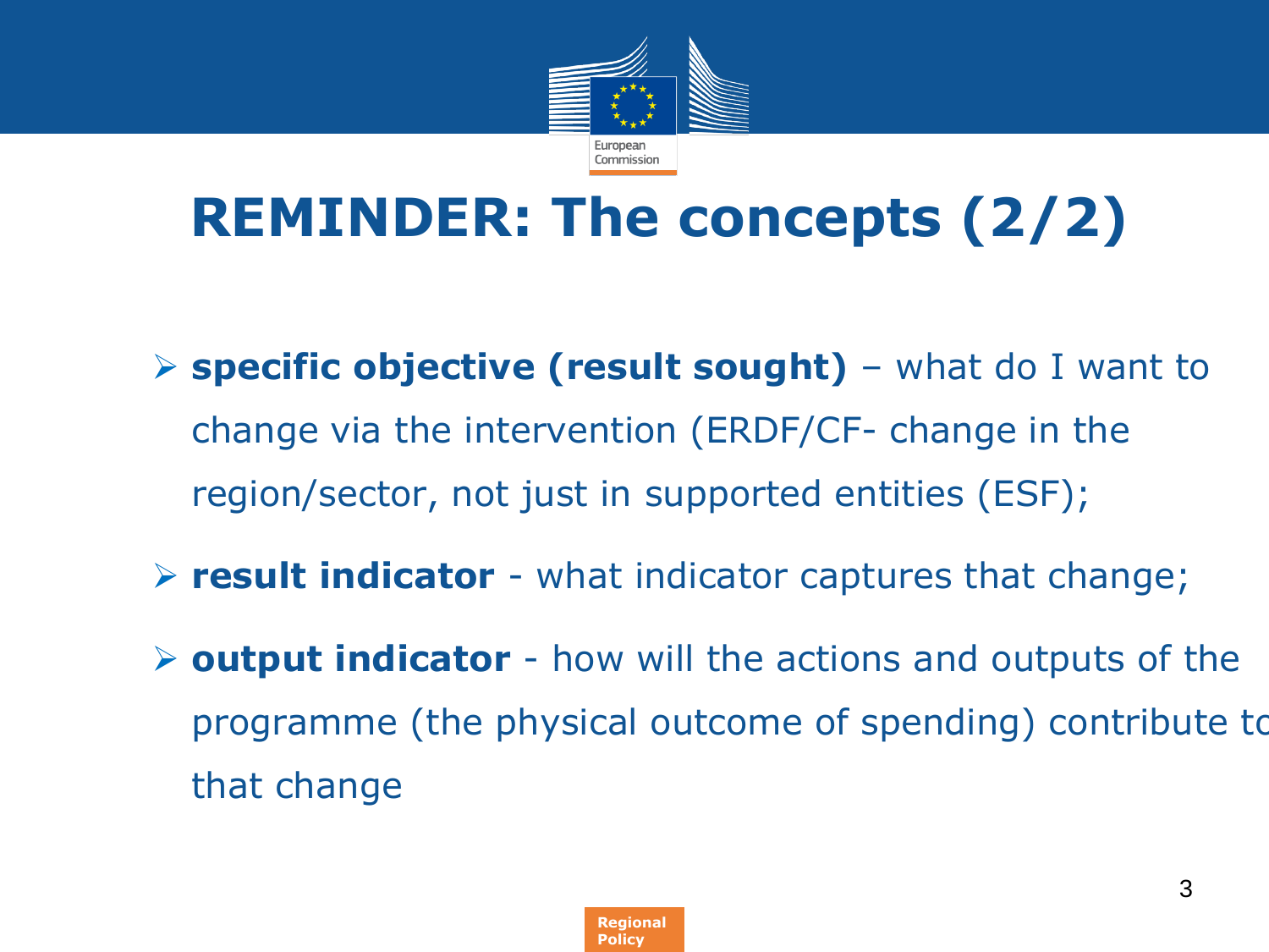# REMINDER: The concepts (2/2)

- **specific objective (result sought)** – what do I want to change via the intervention (ERDF/CF- change in the region/sector, not just in supported entities (ESF);
- **result indicator** - what indicator captures that change;
- **output indicator** - how will the actions and outputs of the programme (the physical outcome of spending) contribute to that change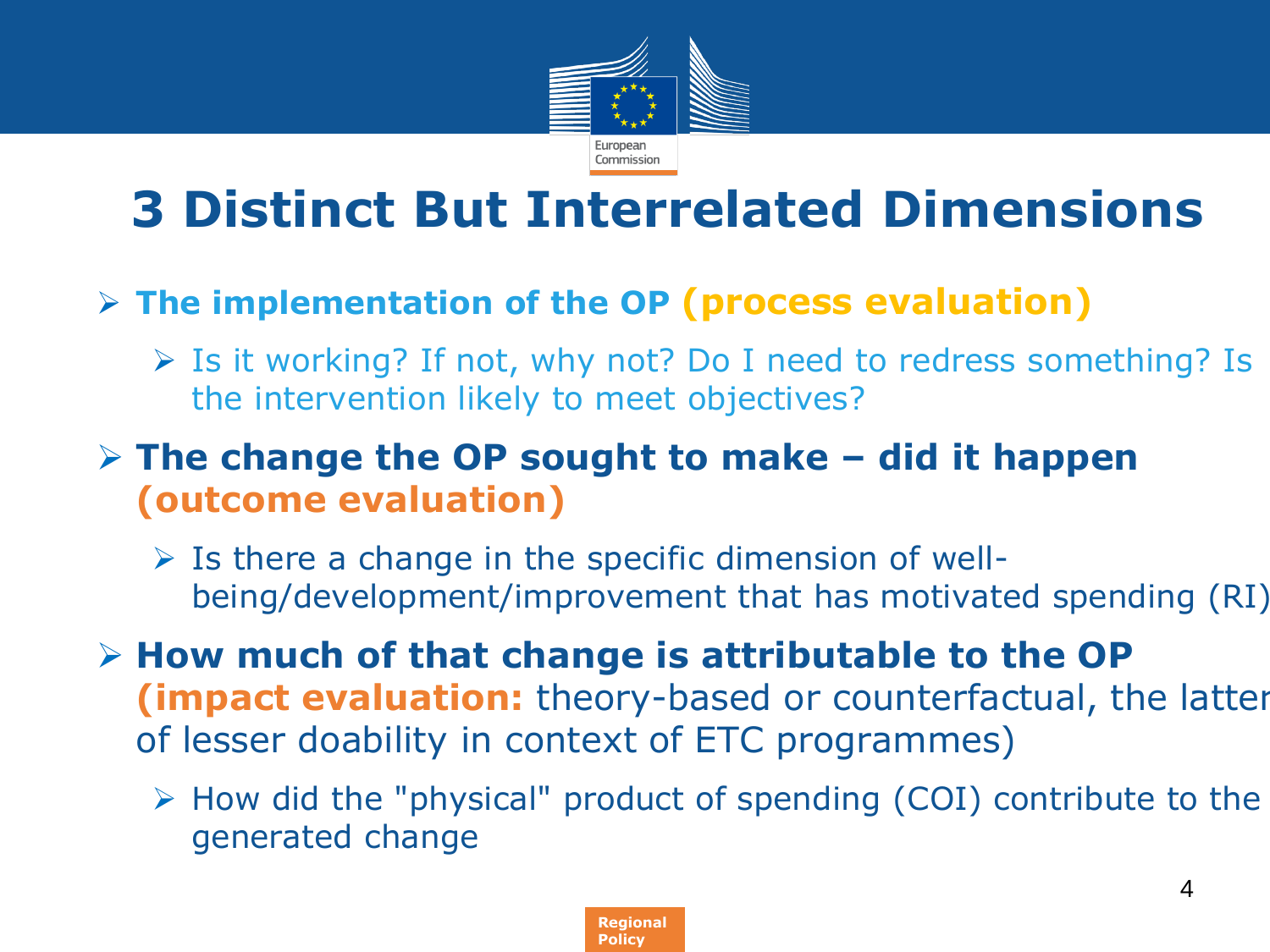# 3 Distinct But Interrelated Dimensions

- **The implementation of the OP (process evaluation)**
  - Is it working? If not, why not? Do I need to redress something? Is the intervention likely to meet objectives?
- **The change the OP sought to make – did it happen (outcome evaluation)**
  - Is there a change in the specific dimension of well-being/development/improvement that has motivated spending (RI)
- **How much of that change is attributable to the OP (impact evaluation:** theory-based or counterfactual, the latter of lesser doability in context of ETC programmes)
  - How did the "physical" product of spending (COI) contribute to the generated change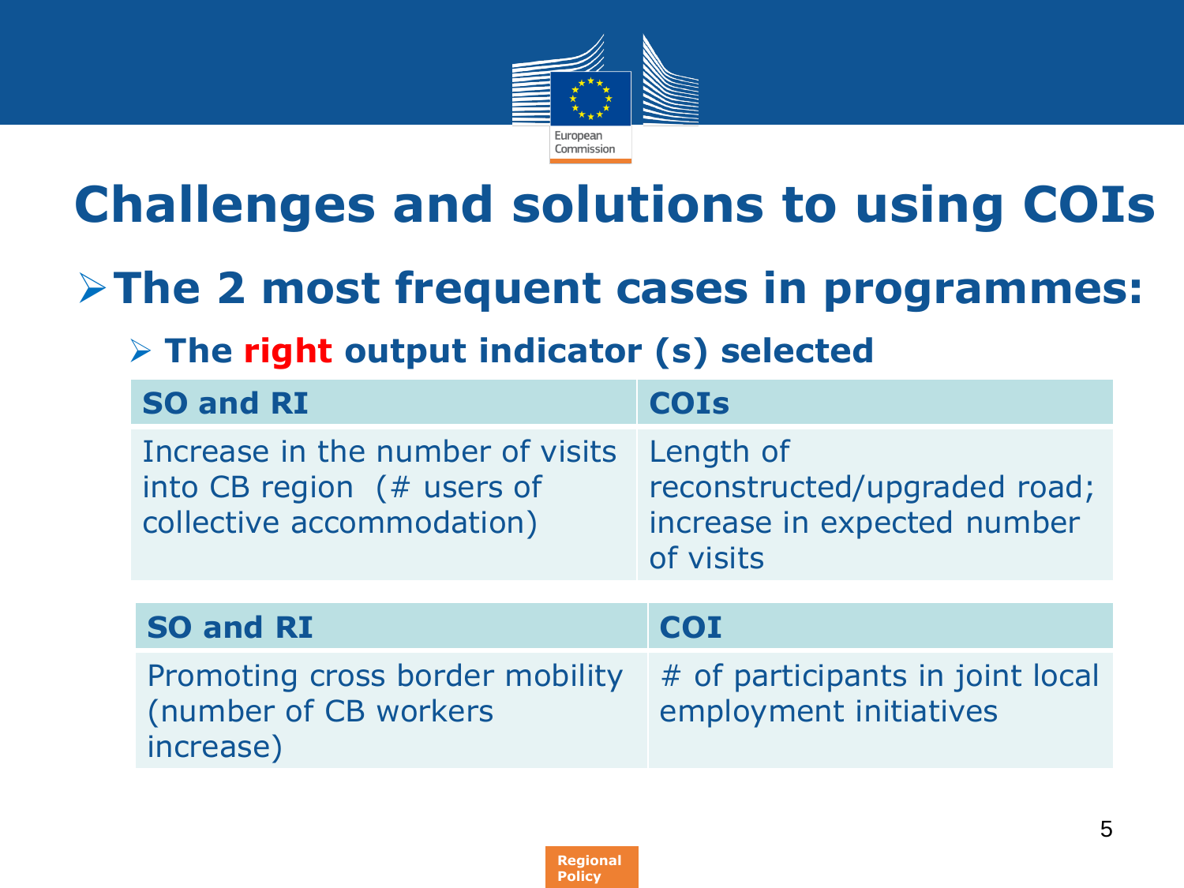# Challenges and solutions to using COIs

## The 2 most frequent cases in programmes:

### The right output indicator (s) selected

| SO and RI | COIs |
|---|---|
| Increase in the number of visits into CB region (# users of collective accommodation) | Length of reconstructed/upgraded road; increase in expected number of visits |

| SO and RI | COI |
|---|---|
| Promoting cross border mobility (number of CB workers increase) | # of participants in joint local employment initiatives |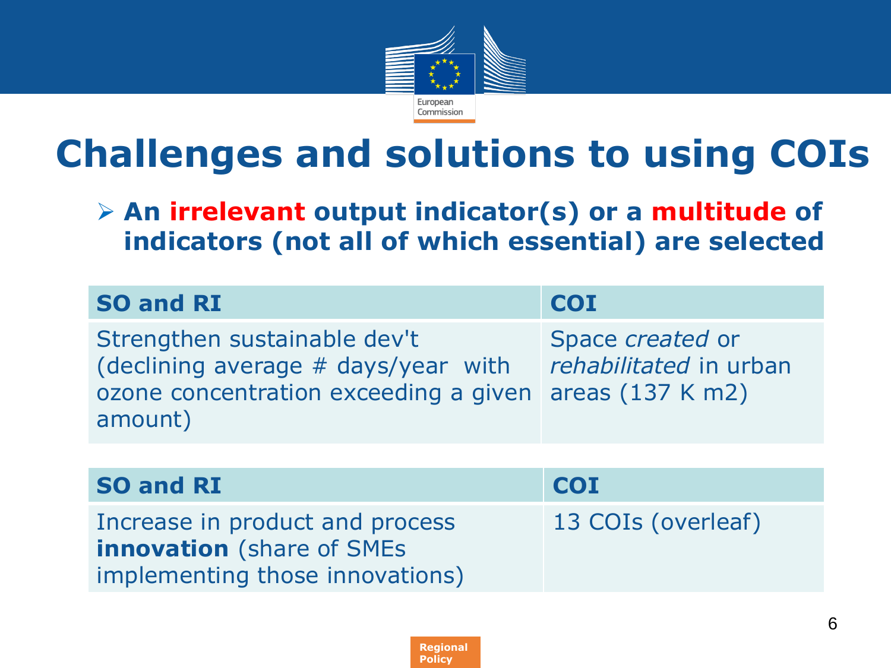# Challenges and solutions to using COIs

- **An irrelevant output indicator(s) or a multitude of indicators (not all of which essential) are selected**

| SO and RI | COI |
| --- | --- |
| Strengthen sustainable dev't (declining average # days/year with ozone concentration exceeding a given amount) | Space *created* or *rehabilitated* in urban areas (137 K m2) |

| SO and RI | COI |
| --- | --- |
| Increase in product and process **innovation** (share of SMEs implementing those innovations) | 13 COIs (overleaf) |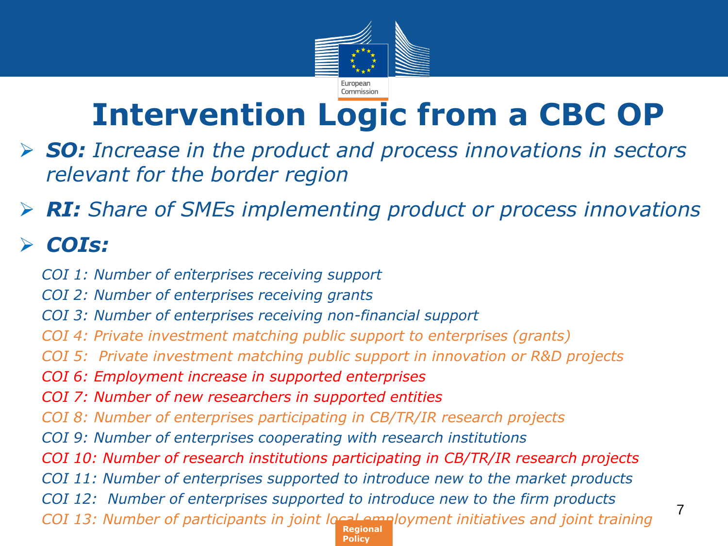# Intervention Logic from a CBC OP

- ***SO:*** *Increase in the product and process innovations in sectors relevant for the border region*
- ***RI:*** *Share of SMEs implementing product or process innovations*
- ***COIs:***

*COI 1: Number of enterprises receiving support*
*COI 2: Number of enterprises receiving grants*
*COI 3: Number of enterprises receiving non-financial support*
*COI 4: Private investment matching public support to enterprises (grants)*
*COI 5: Private investment matching public support in innovation or R&D projects*
*COI 6: Employment increase in supported enterprises*
*COI 7: Number of new researchers in supported entities*
*COI 8: Number of enterprises participating in CB/TR/IR research projects*
*COI 9: Number of enterprises cooperating with research institutions*
*COI 10: Number of research institutions participating in CB/TR/IR research projects*
*COI 11: Number of enterprises supported to introduce new to the market products*
*COI 12: Number of enterprises supported to introduce new to the firm products*
*COI 13: Number of participants in joint local employment initiatives and joint training*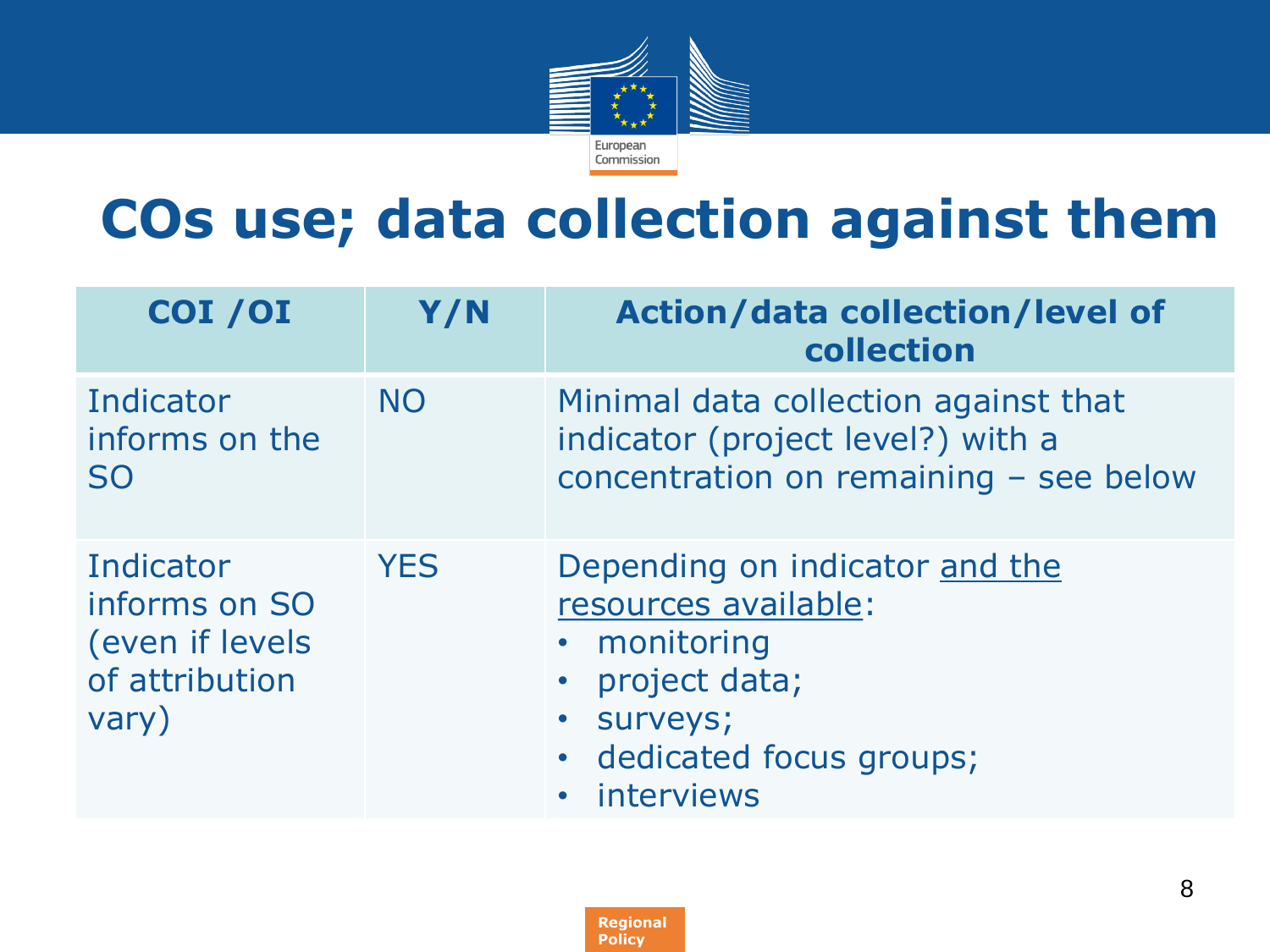# COs use; data collection against them

| COI /OI | Y/N | Action/data collection/level of collection |
|---|---|---|
| Indicator informs on the SO | NO | Minimal data collection against that indicator (project level?) with a concentration on remaining – see below |
| Indicator informs on SO (even if levels of attribution vary) | YES | Depending on indicator <u>and the resources available</u>: <br>• monitoring <br>• project data; <br>• surveys; <br>• dedicated focus groups; <br>• interviews |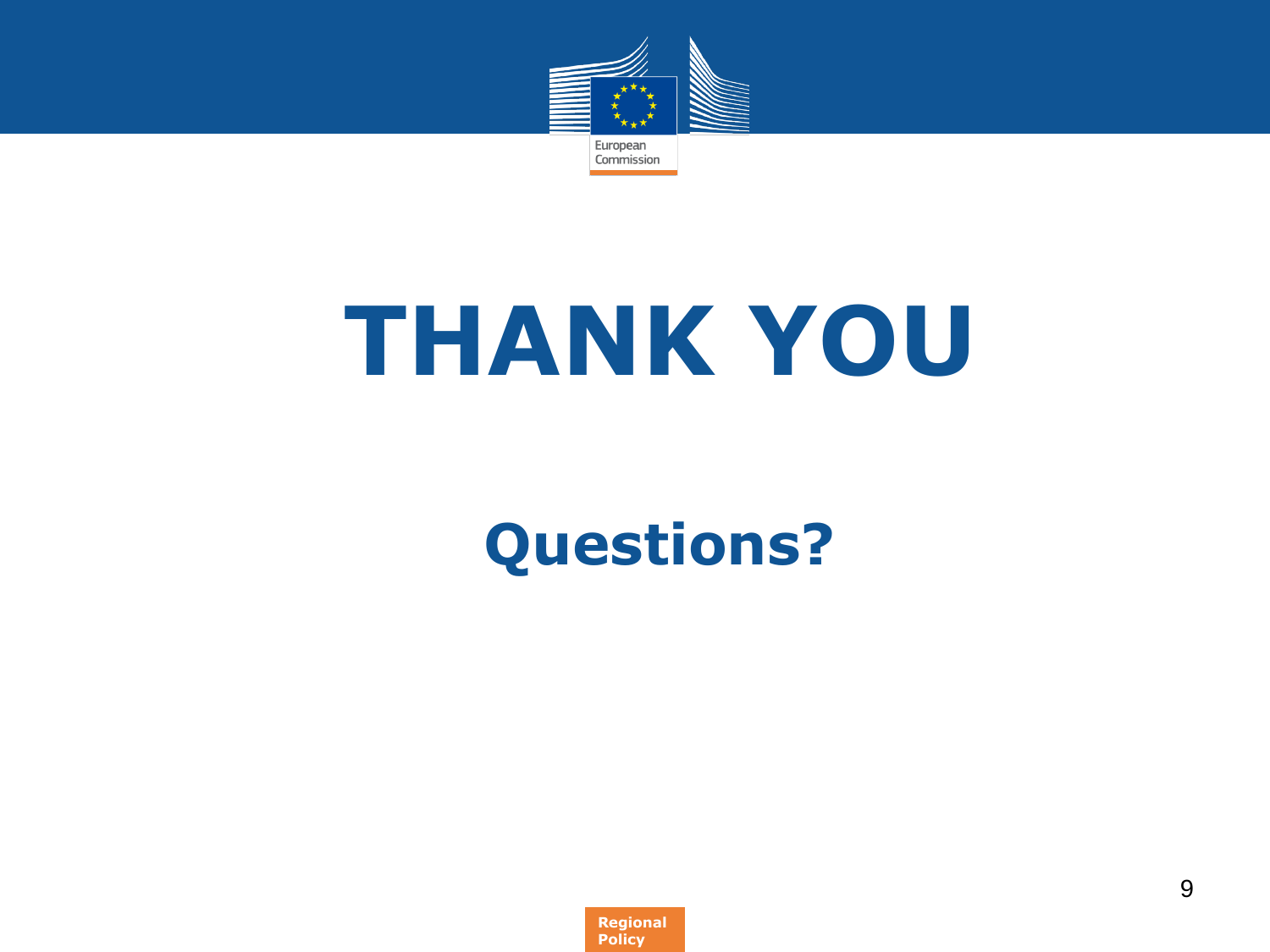# THANK YOU

## Questions?